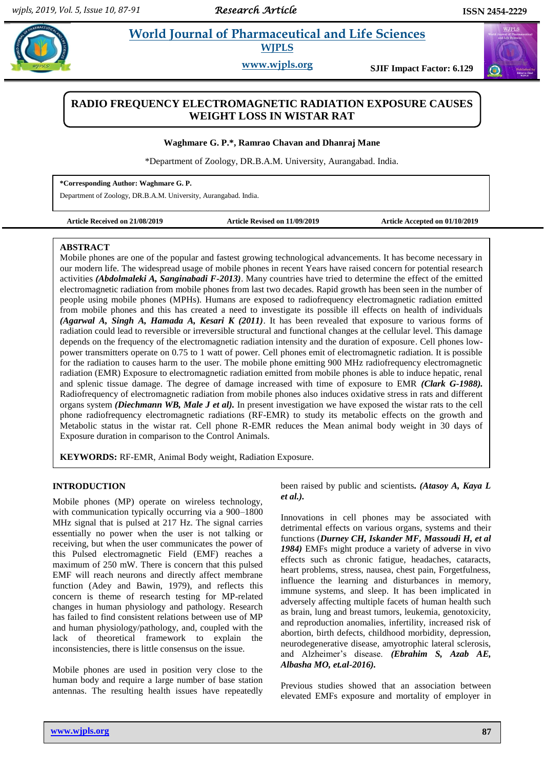# RADIO FREQUENCY ELECTROMAGNETIC RADIATION EXPOSURE CAUSES WEIGHT LOSS IN WISTAR RAT

**Waghmare G. P.\*, Ramrao Chavan and Dhanraj Mane**

\*Department of Zoology, DR.B.A.M. University, Aurangabad. India.

**\*Corresponding Author: Waghmare G. P.**
Department of Zoology, DR.B.A.M. University, Aurangabad. India.

**Article Received on 21/08/2019** **Article Revised on 11/09/2019** **Article Accepted on 01/10/2019**

## ABSTRACT

Mobile phones are one of the popular and fastest growing technological advancements. It has become necessary in our modern life. The widespread usage of mobile phones in recent Years have raised concern for potential research activities ***(Abdolmaleki A, Sanginabadi F-2013)***. Many countries have tried to determine the effect of the emitted electromagnetic radiation from mobile phones from last two decades. Rapid growth has been seen in the number of people using mobile phones (MPHs). Humans are exposed to radiofrequency electromagnetic radiation emitted from mobile phones and this has created a need to investigate its possible ill effects on health of individuals ***(Agarwal A, Singh A, Hamada A, Kesari K (2011)***. It has been revealed that exposure to various forms of radiation could lead to reversible or irreversible structural and functional changes at the cellular level. This damage depends on the frequency of the electromagnetic radiation intensity and the duration of exposure. Cell phones low-power transmitters operate on 0.75 to 1 watt of power. Cell phones emit of electromagnetic radiation. It is possible for the radiation to causes harm to the user. The mobile phone emitting 900 MHz radiofrequency electromagnetic radiation (EMR) Exposure to electromagnetic radiation emitted from mobile phones is able to induce hepatic, renal and splenic tissue damage. The degree of damage increased with time of exposure to EMR ***(Clark G-1988).*** Radiofrequency of electromagnetic radiation from mobile phones also induces oxidative stress in rats and different organs system ***(Diechmann WB, Male J et al).*** In present investigation we have exposed the wistar rats to the cell phone radiofrequency electromagnetic radiations (RF-EMR) to study its metabolic effects on the growth and Metabolic status in the wistar rat. Cell phone R-EMR reduces the Mean animal body weight in 30 days of Exposure duration in comparison to the Control Animals.

**KEYWORDS:** RF-EMR, Animal Body weight, Radiation Exposure.

## INTRODUCTION

Mobile phones (MP) operate on wireless technology, with communication typically occurring via a 900–1800 MHz signal that is pulsed at 217 Hz. The signal carries essentially no power when the user is not talking or receiving, but when the user communicates the power of this Pulsed electromagnetic Field (EMF) reaches a maximum of 250 mW. There is concern that this pulsed EMF will reach neurons and directly affect membrane function (Adey and Bawin, 1979), and reflects this concern is theme of research testing for MP-related changes in human physiology and pathology. Research has failed to find consistent relations between use of MP and human physiology/pathology, and, coupled with the lack of theoretical framework to explain the inconsistencies, there is little consensus on the issue.

Mobile phones are used in position very close to the human body and require a large number of base station antennas. The resulting health issues have repeatedly been raised by public and scientists**. *(Atasoy A, Kaya L et al.).***

Innovations in cell phones may be associated with detrimental effects on various organs, systems and their functions (***Durney CH, Iskander MF, Massoudi H, et al 1984)*** EMFs might produce a variety of adverse in vivo effects such as chronic fatigue, headaches, cataracts, heart problems, stress, nausea, chest pain, Forgetfulness, influence the learning and disturbances in memory, immune systems, and sleep. It has been implicated in adversely affecting multiple facets of human health such as brain, lung and breast tumors, leukemia, genotoxicity, and reproduction anomalies, infertility, increased risk of abortion, birth defects, childhood morbidity, depression, neurodegenerative disease, amyotrophic lateral sclerosis, and Alzheimer's disease. ***(Ebrahim S, Azab AE, Albasha MO, et.al-2016).***

Previous studies showed that an association between elevated EMFs exposure and mortality of employer in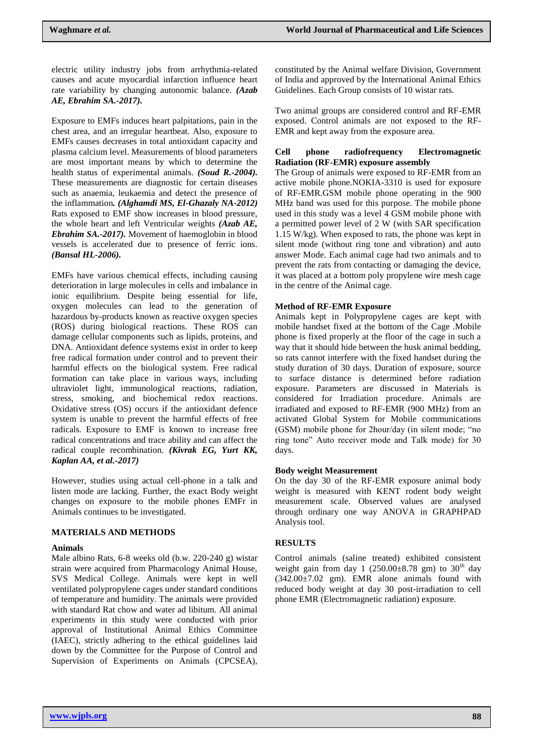electric utility industry jobs from arrhythmia-related causes and acute myocardial infarction influence heart rate variability by changing autonomic balance. ***(Azab AE, Ebrahim SA.-2017).***

Exposure to EMFs induces heart palpitations, pain in the chest area, and an irregular heartbeat. Also, exposure to EMFs causes decreases in total antioxidant capacity and plasma calcium level. Measurements of blood parameters are most important means by which to determine the health status of experimental animals. ***(Soud R.-2004).*** These measurements are diagnostic for certain diseases such as anaemia, leukaemia and detect the presence of the inflammation***. (Alghamdi MS, El-Ghazaly NA-2012)*** Rats exposed to EMF show increases in blood pressure, the whole heart and left Ventricular weights ***(Azab AE, Ebrahim SA.-2017).*** Movement of haemoglobin in blood vessels is accelerated due to presence of ferric ions. ***(Bansal HL-2006).***

EMFs have various chemical effects, including causing deterioration in large molecules in cells and imbalance in ionic equilibrium. Despite being essential for life, oxygen molecules can lead to the generation of hazardous by-products known as reactive oxygen species (ROS) during biological reactions. These ROS can damage cellular components such as lipids, proteins, and DNA. Antioxidant defence systems exist in order to keep free radical formation under control and to prevent their harmful effects on the biological system. Free radical formation can take place in various ways, including ultraviolet light, immunological reactions, radiation, stress, smoking, and biochemical redox reactions. Oxidative stress (OS) occurs if the antioxidant defence system is unable to prevent the harmful effects of free radicals. Exposure to EMF is known to increase free radical concentrations and trace ability and can affect the radical couple recombination. ***(Kivrak EG, Yurt KK, Kaplan AA, et al.-2017)***

However, studies using actual cell-phone in a talk and listen mode are lacking. Further, the exact Body weight changes on exposure to the mobile phones EMFr in Animals continues to be investigated.

## MATERIALS AND METHODS

### Animals

Male albino Rats, 6-8 weeks old (b.w. 220-240 g) wistar strain were acquired from Pharmacology Animal House, SVS Medical College. Animals were kept in well ventilated polypropylene cages under standard conditions of temperature and humidity. The animals were provided with standard Rat chow and water ad libitum. All animal experiments in this study were conducted with prior approval of Institutional Animal Ethics Committee (IAEC), strictly adhering to the ethical guidelines laid down by the Committee for the Purpose of Control and Supervision of Experiments on Animals (CPCSEA), constituted by the Animal welfare Division, Government of India and approved by the International Animal Ethics Guidelines. Each Group consists of 10 wistar rats.

Two animal groups are considered control and RF-EMR exposed. Control animals are not exposed to the RF-EMR and kept away from the exposure area.

### Cell phone radiofrequency Electromagnetic Radiation (RF-EMR) exposure assembly

The Group of animals were exposed to RF-EMR from an active mobile phone.NOKIA-3310 is used for exposure of RF-EMR.GSM mobile phone operating in the 900 MHz band was used for this purpose. The mobile phone used in this study was a level 4 GSM mobile phone with a permitted power level of 2 W (with SAR specification 1.15 W/kg). When exposed to rats, the phone was kept in silent mode (without ring tone and vibration) and auto answer Mode. Each animal cage had two animals and to prevent the rats from contacting or damaging the device, it was placed at a bottom poly propylene wire mesh cage in the centre of the Animal cage.

### Method of RF-EMR Exposure

Animals kept in Polypropylene cages are kept with mobile handset fixed at the bottom of the Cage .Mobile phone is fixed properly at the floor of the cage in such a way that it should hide between the husk animal bedding, so rats cannot interfere with the fixed handset during the study duration of 30 days. Duration of exposure, source to surface distance is determined before radiation exposure. Parameters are discussed in Materials is considered for Irradiation procedure. Animals are irradiated and exposed to RF-EMR (900 MHz) from an activated Global System for Mobile communications (GSM) mobile phone for 2hour/day (in silent mode; "no ring tone" Auto receiver mode and Talk mode) for 30 days.

### Body weight Measurement

On the day 30 of the RF-EMR exposure animal body weight is measured with KENT rodent body weight measurement scale. Observed values are analysed through ordinary one way ANOVA in GRAPHPAD Analysis tool.

## RESULTS

Control animals (saline treated) exhibited consistent weight gain from day 1 (250.00±8.78 gm) to 30th day (342.00±7.02 gm). EMR alone animals found with reduced body weight at day 30 post-irradiation to cell phone EMR (Electromagnetic radiation) exposure.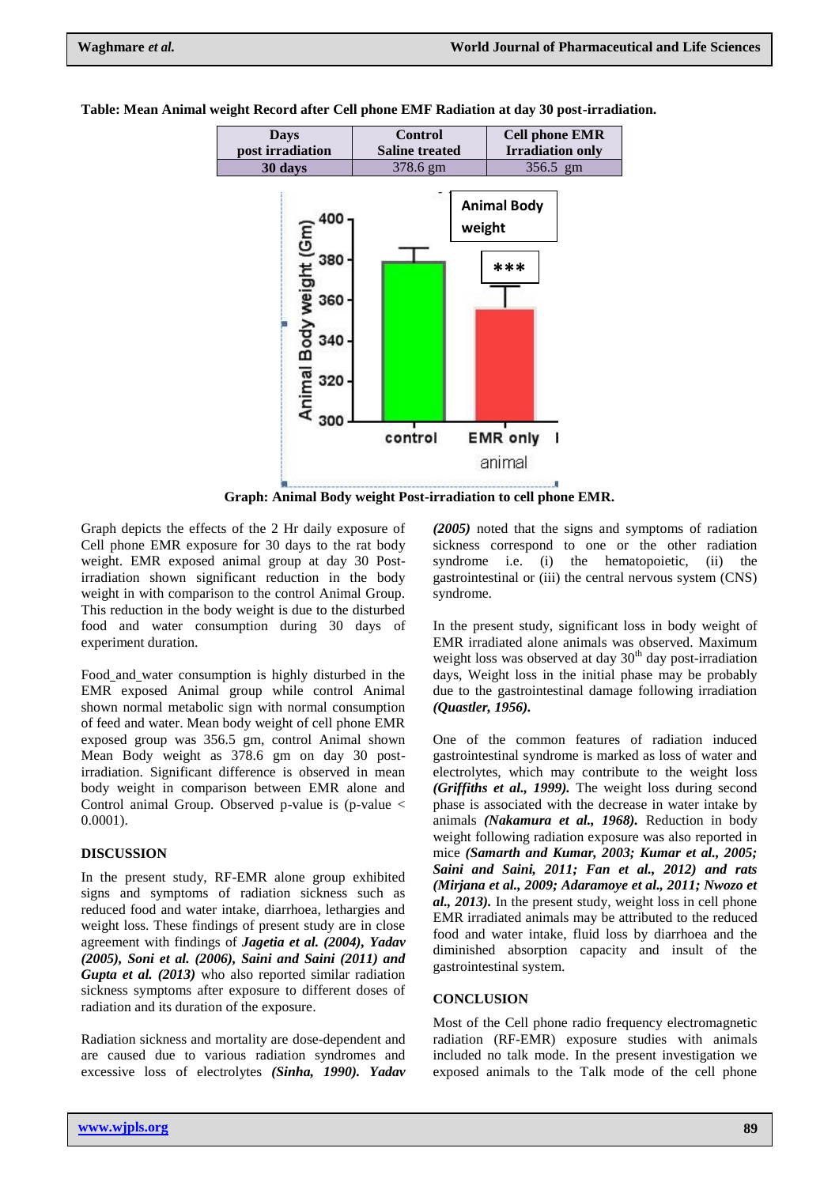**Table: Mean Animal weight Record after Cell phone EMF Radiation at day 30 post-irradiation.**

| Days post irradiation | Control Saline treated | Cell phone EMR Irradiation only |
|---|---|---|
| **30 days** | 378.6 gm | 356.5 gm |

**Graph: Animal Body weight Post-irradiation to cell phone EMR.**

Graph depicts the effects of the 2 Hr daily exposure of Cell phone EMR exposure for 30 days to the rat body weight. EMR exposed animal group at day 30 Post-irradiation shown significant reduction in the body weight in with comparison to the control Animal Group. This reduction in the body weight is due to the disturbed food and water consumption during 30 days of experiment duration.

Food_and_water consumption is highly disturbed in the EMR exposed Animal group while control Animal shown normal metabolic sign with normal consumption of feed and water. Mean body weight of cell phone EMR exposed group was 356.5 gm, control Animal shown Mean Body weight as 378.6 gm on day 30 post-irradiation. Significant difference is observed in mean body weight in comparison between EMR alone and Control animal Group. Observed p-value is (p-value < 0.0001).

## DISCUSSION

In the present study, RF-EMR alone group exhibited signs and symptoms of radiation sickness such as reduced food and water intake, diarrhoea, lethargies and weight loss. These findings of present study are in close agreement with findings of ***Jagetia et al. (2004), Yadav (2005), Soni et al. (2006), Saini and Saini (2011) and Gupta et al. (2013)*** who also reported similar radiation sickness symptoms after exposure to different doses of radiation and its duration of the exposure.

Radiation sickness and mortality are dose-dependent and are caused due to various radiation syndromes and excessive loss of electrolytes ***(Sinha, 1990). Yadav (2005)*** noted that the signs and symptoms of radiation sickness correspond to one or the other radiation syndrome i.e. (i) the hematopoietic, (ii) the gastrointestinal or (iii) the central nervous system (CNS) syndrome.

In the present study, significant loss in body weight of EMR irradiated alone animals was observed. Maximum weight loss was observed at day 30$^{th}$ day post-irradiation days, Weight loss in the initial phase may be probably due to the gastrointestinal damage following irradiation ***(Quastler, 1956).***

One of the common features of radiation induced gastrointestinal syndrome is marked as loss of water and electrolytes, which may contribute to the weight loss ***(Griffiths et al., 1999).*** The weight loss during second phase is associated with the decrease in water intake by animals ***(Nakamura et al., 1968).*** Reduction in body weight following radiation exposure was also reported in mice ***(Samarth and Kumar, 2003; Kumar et al., 2005; Saini and Saini, 2011; Fan et al., 2012) and rats (Mirjana et al., 2009; Adaramoye et al., 2011; Nwozo et al., 2013).*** In the present study, weight loss in cell phone EMR irradiated animals may be attributed to the reduced food and water intake, fluid loss by diarrhoea and the diminished absorption capacity and insult of the gastrointestinal system.

## CONCLUSION

Most of the Cell phone radio frequency electromagnetic radiation (RF-EMR) exposure studies with animals included no talk mode. In the present investigation we exposed animals to the Talk mode of the cell phone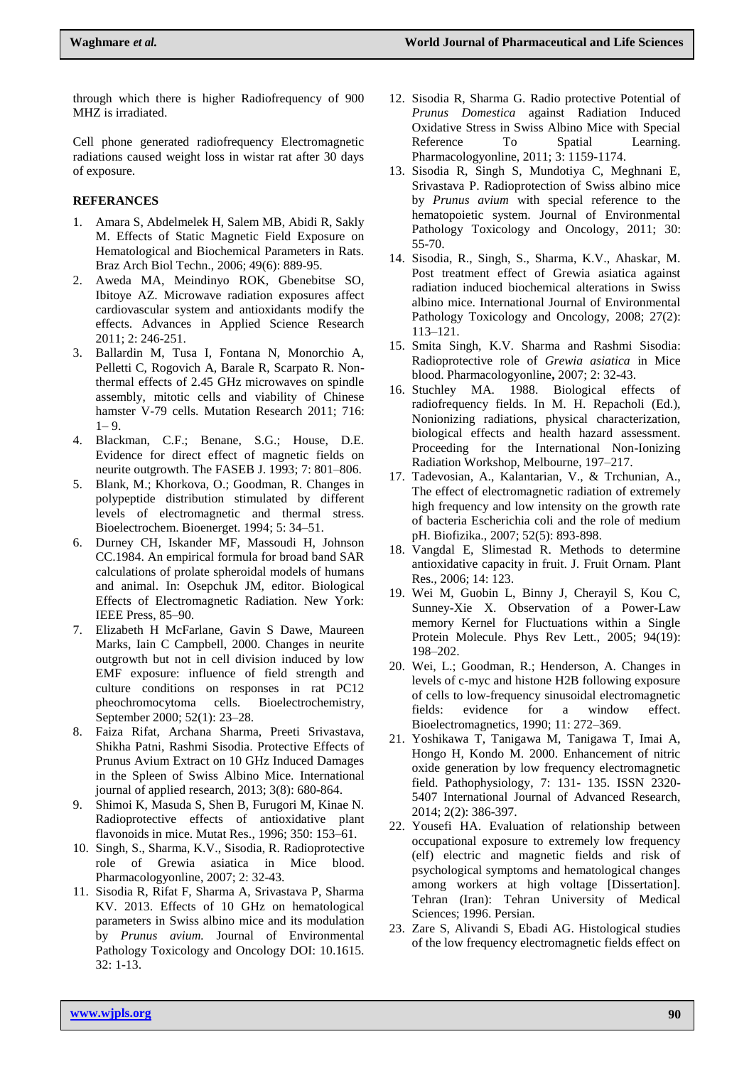through which there is higher Radiofrequency of 900 MHZ is irradiated.

Cell phone generated radiofrequency Electromagnetic radiations caused weight loss in wistar rat after 30 days of exposure.

## REFERANCES

1. Amara S, Abdelmelek H, Salem MB, Abidi R, Sakly M. Effects of Static Magnetic Field Exposure on Hematological and Biochemical Parameters in Rats. Braz Arch Biol Techn., 2006; 49(6): 889-95.
2. Aweda MA, Meindinyo ROK, Gbenebitse SO, Ibitoye AZ. Microwave radiation exposures affect cardiovascular system and antioxidants modify the effects. Advances in Applied Science Research 2011; 2: 246-251.
3. Ballardin M, Tusa I, Fontana N, Monorchio A, Pelletti C, Rogovich A, Barale R, Scarpato R. Non-thermal effects of 2.45 GHz microwaves on spindle assembly, mitotic cells and viability of Chinese hamster V-79 cells. Mutation Research 2011; 716: 1– 9.
4. Blackman, C.F.; Benane, S.G.; House, D.E. Evidence for direct effect of magnetic fields on neurite outgrowth. The FASEB J. 1993; 7: 801–806.
5. Blank, M.; Khorkova, O.; Goodman, R. Changes in polypeptide distribution stimulated by different levels of electromagnetic and thermal stress. Bioelectrochem. Bioenerget. 1994; 5: 34–51.
6. Durney CH, Iskander MF, Massoudi H, Johnson CC.1984. An empirical formula for broad band SAR calculations of prolate spheroidal models of humans and animal. In: Osepchuk JM, editor. Biological Effects of Electromagnetic Radiation. New York: IEEE Press, 85–90.
7. Elizabeth H McFarlane, Gavin S Dawe, Maureen Marks, Iain C Campbell, 2000. Changes in neurite outgrowth but not in cell division induced by low EMF exposure: influence of field strength and culture conditions on responses in rat PC12 pheochromocytoma cells. Bioelectrochemistry, September 2000; 52(1): 23–28.
8. Faiza Rifat, Archana Sharma, Preeti Srivastava, Shikha Patni, Rashmi Sisodia. Protective Effects of Prunus Avium Extract on 10 GHz Induced Damages in the Spleen of Swiss Albino Mice. International journal of applied research, 2013; 3(8): 680-864.
9. Shimoi K, Masuda S, Shen B, Furugori M, Kinae N. Radioprotective effects of antioxidative plant flavonoids in mice. Mutat Res., 1996; 350: 153–61.
10. Singh, S., Sharma, K.V., Sisodia, R. Radioprotective role of Grewia asiatica in Mice blood. Pharmacologyonline, 2007; 2: 32-43.
11. Sisodia R, Rifat F, Sharma A, Srivastava P, Sharma KV. 2013. Effects of 10 GHz on hematological parameters in Swiss albino mice and its modulation by *Prunus avium.* Journal of Environmental Pathology Toxicology and Oncology DOI: 10.1615. 32: 1-13.
12. Sisodia R, Sharma G. Radio protective Potential of *Prunus Domestica* against Radiation Induced Oxidative Stress in Swiss Albino Mice with Special Reference To Spatial Learning. Pharmacologyonline, 2011; 3: 1159-1174.
13. Sisodia R, Singh S, Mundotiya C, Meghnani E, Srivastava P. Radioprotection of Swiss albino mice by *Prunus avium* with special reference to the hematopoietic system. Journal of Environmental Pathology Toxicology and Oncology, 2011; 30: 55-70.
14. Sisodia, R., Singh, S., Sharma, K.V., Ahaskar, M. Post treatment effect of Grewia asiatica against radiation induced biochemical alterations in Swiss albino mice. International Journal of Environmental Pathology Toxicology and Oncology, 2008; 27(2): 113–121.
15. Smita Singh, K.V. Sharma and Rashmi Sisodia: Radioprotective role of *Grewia asiatica* in Mice blood. Pharmacologyonline**,** 2007; 2: 32-43.
16. Stuchley MA. 1988. Biological effects of radiofrequency fields. In M. H. Repacholi (Ed.), Nonionizing radiations, physical characterization, biological effects and health hazard assessment. Proceeding for the International Non-Ionizing Radiation Workshop, Melbourne, 197–217.
17. Tadevosian, A., Kalantarian, V., & Trchunian, A., The effect of electromagnetic radiation of extremely high frequency and low intensity on the growth rate of bacteria Escherichia coli and the role of medium pH. Biofizika., 2007; 52(5): 893-898.
18. Vangdal E, Slimestad R. Methods to determine antioxidative capacity in fruit. J. Fruit Ornam. Plant Res., 2006; 14: 123.
19. Wei M, Guobin L, Binny J, Cherayil S, Kou C, Sunney-Xie X. Observation of a Power-Law memory Kernel for Fluctuations within a Single Protein Molecule. Phys Rev Lett., 2005; 94(19): 198–202.
20. Wei, L.; Goodman, R.; Henderson, A. Changes in levels of c-myc and histone H2B following exposure of cells to low-frequency sinusoidal electromagnetic fields: evidence for a window effect. Bioelectromagnetics, 1990; 11: 272–369.
21. Yoshikawa T, Tanigawa M, Tanigawa T, Imai A, Hongo H, Kondo M. 2000. Enhancement of nitric oxide generation by low frequency electromagnetic field. Pathophysiology, 7: 131- 135. ISSN 2320-5407 International Journal of Advanced Research, 2014; 2(2): 386-397.
22. Yousefi HA. Evaluation of relationship between occupational exposure to extremely low frequency (elf) electric and magnetic fields and risk of psychological symptoms and hematological changes among workers at high voltage [Dissertation]. Tehran (Iran): Tehran University of Medical Sciences; 1996. Persian.
23. Zare S, Alivandi S, Ebadi AG. Histological studies of the low frequency electromagnetic fields effect on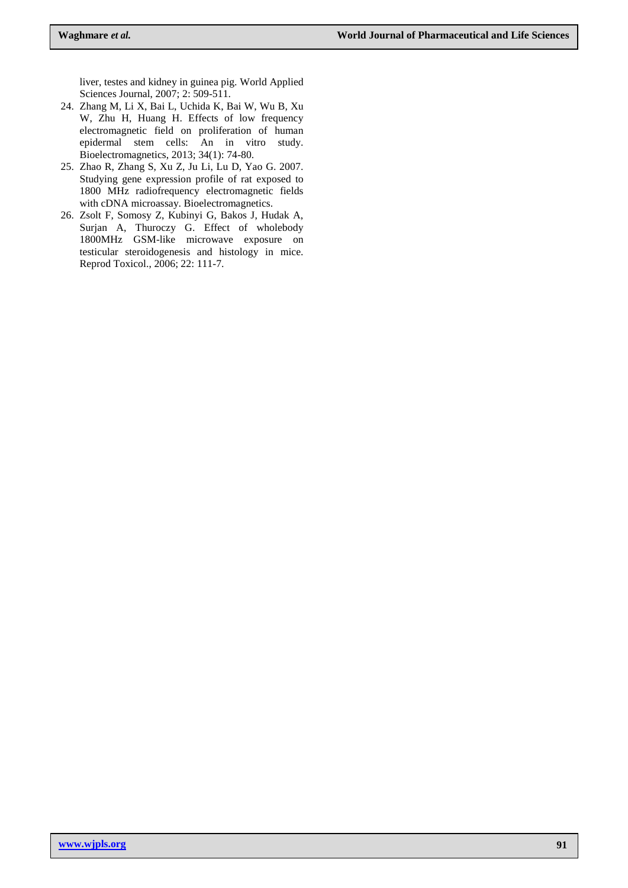liver, testes and kidney in guinea pig. World Applied Sciences Journal, 2007; 2: 509-511.

24. Zhang M, Li X, Bai L, Uchida K, Bai W, Wu B, Xu W, Zhu H, Huang H. Effects of low frequency electromagnetic field on proliferation of human epidermal stem cells: An in vitro study. Bioelectromagnetics, 2013; 34(1): 74-80.
25. Zhao R, Zhang S, Xu Z, Ju Li, Lu D, Yao G. 2007. Studying gene expression profile of rat exposed to 1800 MHz radiofrequency electromagnetic fields with cDNA microassay. Bioelectromagnetics.
26. Zsolt F, Somosy Z, Kubinyi G, Bakos J, Hudak A, Surjan A, Thuroczy G. Effect of wholebody 1800MHz GSM-like microwave exposure on testicular steroidogenesis and histology in mice. Reprod Toxicol., 2006; 22: 111-7.